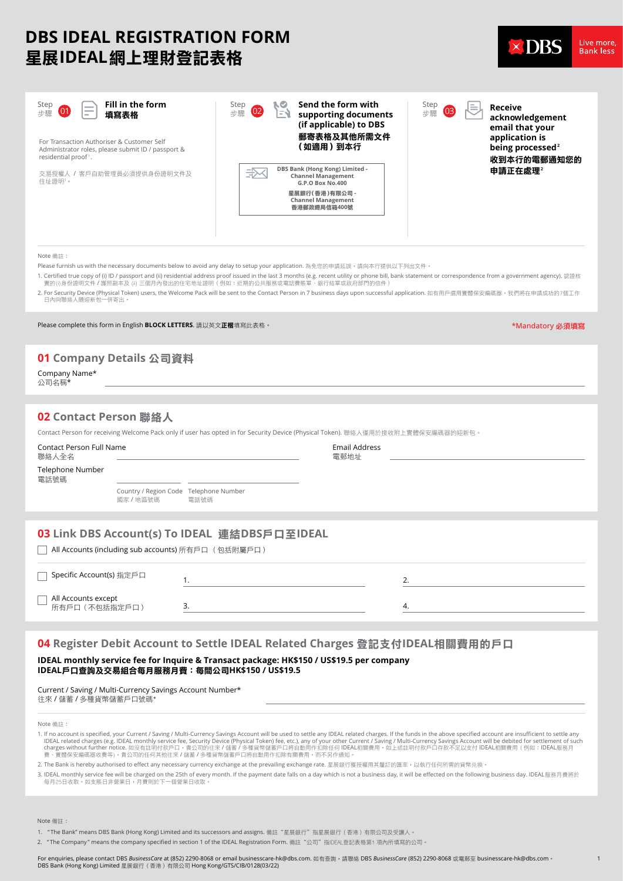# DBS IDEAL REGISTRATION FORM
# 星展IDEAL網上理財登記表格

DBS Live more, Bank less

**Step 步驟 01** **Fill in the form 填寫表格**

For Transaction Authoriser & Customer Self Administrator roles, please submit ID / passport & residential proof[1].

交易授權人 / 客戶自助管理員必須提供身份證明文件及住址證明[1]。

**Step 步驟 02** **Send the form with supporting documents (if applicable) to DBS 郵寄表格及其他所需文件（如適用）到本行**

DBS Bank (Hong Kong) Limited - Channel Management
G.P.O Box No.400
星展銀行(香港)有限公司 - Channel Management
香港郵政總局信箱400號

**Step 步驟 03** **Receive acknowledgement email that your application is being processed[2] 收到本行的電郵通知您的申請正在處理[2]**

Note 備註：

Please furnish us with the necessary documents below to avoid any delay to setup your application. 為免您的申請延誤，請向本行提供以下列出文件。

1. Certified true copy of (i) ID / passport and (ii) residential address proof issued in the last 3 months (e.g. recent utility or phone bill, bank statement or correspondence from a government agency). 認證核實的 (i) 身份證明文件 / 護照副本及 (ii) 三個月內發出的住宅地址證明（例如：近期的公共服務或電話費賬單、銀行結單或政府部門的信件）
2. For Security Device (Physical Token) users, the Welcome Pack will be sent to the Contact Person in 7 business days upon successful application. 如有用戶選用實體保安編碼器，我們將在申請成功的7個工作日內向聯絡人隨迎新包一併寄出。

Please complete this form in English **BLOCK LETTERS**. 請以英文**正楷**填寫此表格。 *Mandatory 必須填寫

## 01 Company Details 公司資料

Company Name* 公司名稱* ______________________________

## 02 Contact Person 聯絡人

Contact Person for receiving Welcome Pack only if user has opted in for Security Device (Physical Token). 聯絡人僅用於接收附上實體保安編碼器的迎新包。

Contact Person Full Name 聯絡人全名 ______________________________

Email Address 電郵地址 ______________________________

Telephone Number 電話號碼 __________ ______________________________

Country / Region Code 國家 / 地區號碼 | Telephone Number 電話號碼

## 03 Link DBS Account(s) To IDEAL 連結DBS戶口至IDEAL

☐ All Accounts (including sub accounts) 所有戶口（包括附屬戶口）

☐ Specific Account(s) 指定戶口 1. ______________ 2. ______________

☐ All Accounts except 所有戶口（不包括指定戶口） 3. ______________ 4. ______________

## 04 Register Debit Account to Settle IDEAL Related Charges 登記支付IDEAL相關費用的戶口

**IDEAL monthly service fee for Inquire & Transact package: HK$150 / US$19.5 per company**
**IDEAL戶口查詢及交易組合每月服務月費：每間公司HK$150 / US$19.5**

Current / Saving / Multi-Currency Savings Account Number* 往來 / 儲蓄 / 多種貨幣儲蓄戶口號碼* ______________________________

Note 備註：

1. If no account is specified, your Current / Saving / Multi-Currency Savings Account will be used to settle any IDEAL related charges. If the funds in the above specified account are insufficient to settle any IDEAL related charges (e.g. IDEAL monthly service fee, Security Device (Physical Token) fee, etc.), any of your other Current / Saving / Multi-Currency Savings Account will be debited for settlement of such charges without further notice. 如沒有註明付款戶口，貴公司的往來 / 儲蓄 / 多種貨幣儲蓄戶口將自動用作扣除任何 IDEAL相關費用。如上述註明付款戶口存款不足以支付 IDEAL相關費用（例如：IDEAL服務月費、實體保安編碼器收費等），貴公司的任何其他往來 / 儲蓄 / 多種貨幣儲蓄戶口將自動用作扣除有關費用，而不另作通知。
2. The Bank is hereby authorised to effect any necessary currency exchange at the prevailing exchange rate. 星展銀行獲授權用其釐訂的匯率，以執行任何所需的貨幣兌換。
3. IDEAL monthly service fee will be charged on the 25th of every month. If the payment date falls on a day which is not a business day, it will be effected on the following business day. IDEAL服務月費將於每月25日收取。如支賬日非營業日，月費則於下一個營業日收取。

Note 備註：

1. "The Bank" means DBS Bank (Hong Kong) Limited and its successors and assigns. 備註"星展銀行"指星展銀行（香港）有限公司及受讓人。
2. "The Company" means the company specified in section 1 of the IDEAL Registration Form. 備註"公司"指IDEAL登記表格第1 項內所填寫的公司。

For enquiries, please contact DBS *BusinessCare* at (852) 2290-8068 or email businesscare-hk@dbs.com. 如有查詢，請聯絡 DBS *BusinessCare* (852) 2290-8068 或電郵至 businesscare-hk@dbs.com。
DBS Bank (Hong Kong) Limited 星展銀行（香港）有限公司 Hong Kong/GTS/CIB/0128(03/22)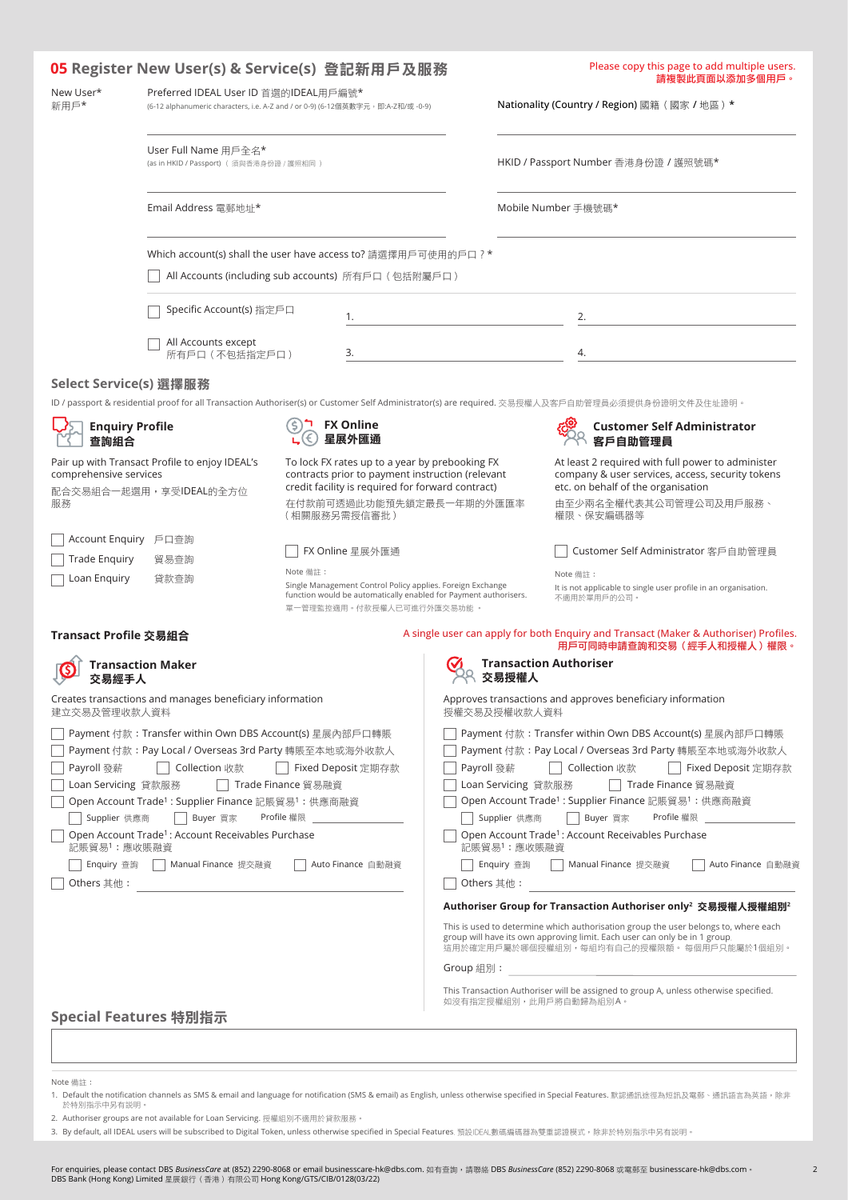## 05 Register New User(s) & Service(s) 登記新用戶及服務

Please copy this page to add multiple users.
請複製此頁面以添加多個用戶。

New User* 新用戶*

Preferred IDEAL User ID 首選的IDEAL用戶編號*
(6-12 alphanumeric characters, i.e. A-Z and / or 0-9) (6-12個英數字元，即:A-Z和/或 -0-9)

Nationality (Country / Region) 國籍（國家 / 地區）*

User Full Name 用戶全名*
(as in HKID / Passport)（須與香港身份證 / 護照相同）

HKID / Passport Number 香港身份證 / 護照號碼*

Email Address 電郵地址*

Mobile Number 手機號碼*

Which account(s) shall the user have access to? 請選擇用戶可使用的戶口？*

☐ All Accounts (including sub accounts) 所有戶口（包括附屬戶口）

☐ Specific Account(s) 指定戶口 1. ______ 2. ______

☐ All Accounts except 所有戶口（不包括指定戶口） 3. ______ 4. ______

### Select Service(s) 選擇服務

ID / passport & residential proof for all Transaction Authoriser(s) or Customer Self Administrator(s) are required. 交易授權人及客戶自助管理員必須提供身份證明文件及住址證明。

**Enquiry Profile 查詢組合**

Pair up with Transact Profile to enjoy IDEAL's comprehensive services
配合交易組合一起選用，享受IDEAL的全方位服務

☐ Account Enquiry 戶口查詢
☐ Trade Enquiry 貿易查詢
☐ Loan Enquiry 貸款查詢

**FX Online 星展外匯通**

To lock FX rates up to a year by prebooking FX contracts prior to payment instruction (relevant credit facility is required for forward contract)
在付款前可透過此功能預先鎖定最長一年期的外匯匯率（相關服務另需授信審批）

☐ FX Online 星展外匯通

Note 備註：
Single Management Control Policy applies. Foreign Exchange function would be automatically enabled for Payment authorisers.
單一管理監控適用。付款授權人已可進行外匯交易功能。

**Customer Self Administrator 客戶自助管理員**

At least 2 required with full power to administer company & user services, access, security tokens etc. on behalf of the organisation
由至少兩名全權代表其公司管理公司及用戶服務、權限、保安編碼器等

☐ Customer Self Administrator 客戶自助管理員

Note 備註：
It is not applicable to single user profile in an organisation.
不適用於單用戶的公司。

### Transact Profile 交易組合

A single user can apply for both Enquiry and Transact (Maker & Authoriser) Profiles.
用戶可同時申請查詢和交易（經手人和授權人）權限。

**Transaction Maker 交易經手人**

Creates transactions and manages beneficiary information
建立交易及管理收款人資料

☐ Payment 付款：Transfer within Own DBS Account(s) 星展內部戶口轉賬
☐ Payment 付款：Pay Local / Overseas 3rd Party 轉賬至本地或海外收款人
☐ Payroll 發薪 ☐ Collection 收款 ☐ Fixed Deposit 定期存款
☐ Loan Servicing 貸款服務 ☐ Trade Finance 貿易融資
☐ Open Account Trade[1] : Supplier Finance 記賬貿易[1]：供應商融資
  ☐ Supplier 供應商 ☐ Buyer 買家 Profile 權限 ______
☐ Open Account Trade[1] : Account Receivables Purchase 記賬貿易[1]：應收賬融資
  ☐ Enquiry 查詢 ☐ Manual Finance 手動融資 ☐ Auto Finance 自動融資
☐ Others 其他：______

**Transaction Authoriser 交易授權人**

Approves transactions and approves beneficiary information
授權交易及授權收款人資料

☐ Payment 付款：Transfer within Own DBS Account(s) 星展內部戶口轉賬
☐ Payment 付款：Pay Local / Overseas 3rd Party 轉賬至本地或海外收款人
☐ Payroll 發薪 ☐ Collection 收款 ☐ Fixed Deposit 定期存款
☐ Loan Servicing 貸款服務 ☐ Trade Finance 貿易融資
☐ Open Account Trade[1] : Supplier Finance 記賬貿易[1]：供應商融資
  ☐ Supplier 供應商 ☐ Buyer 買家 Profile 權限 ______
☐ Open Account Trade[1] : Account Receivables Purchase 記賬貿易[1]：應收賬融資
  ☐ Enquiry 查詢 ☐ Manual Finance 手動融資 ☐ Auto Finance 自動融資
☐ Others 其他：______

**Authoriser Group for Transaction Authoriser only[2] 交易授權人授權組別[2]**

This is used to determine which authorisation group the user belongs to, where each group will have its own approving limit. Each user can only be in 1 group.
這用於確定用戶屬於哪個授權組別，每組均有自己的授權限額。每個用戶只能屬於1個組別。

Group 組別：______

This Transaction Authoriser will be assigned to group A, unless otherwise specified.
如沒有指定授權組別，此用戶將自動歸為組別A。

### Special Features 特別指示

______

Note 備註：

1. Default the notification channels as SMS & email and language for notification (SMS & email) as English, unless otherwise specified in Special Features. 默認通訊途徑為短訊及電郵、通訊語言為英語，除非於特別指示中另有說明。
2. Authoriser groups are not available for Loan Servicing. 授權組別不適用於貸款服務。
3. By default, all IDEAL users will be subscribed to Digital Token, unless otherwise specified in Special Features. 預設IDEAL數碼編碼器為雙重認證模式，除非於特別指示中另有說明。

For enquiries, please contact DBS *BusinessCare* at (852) 2290-8068 or email businesscare-hk@dbs.com. 如有查詢，請聯絡 DBS *BusinessCare* (852) 2290-8068 或電郵至 businesscare-hk@dbs.com。
DBS Bank (Hong Kong) Limited 星展銀行（香港）有限公司 Hong Kong/GTS/CIB/0128(03/22)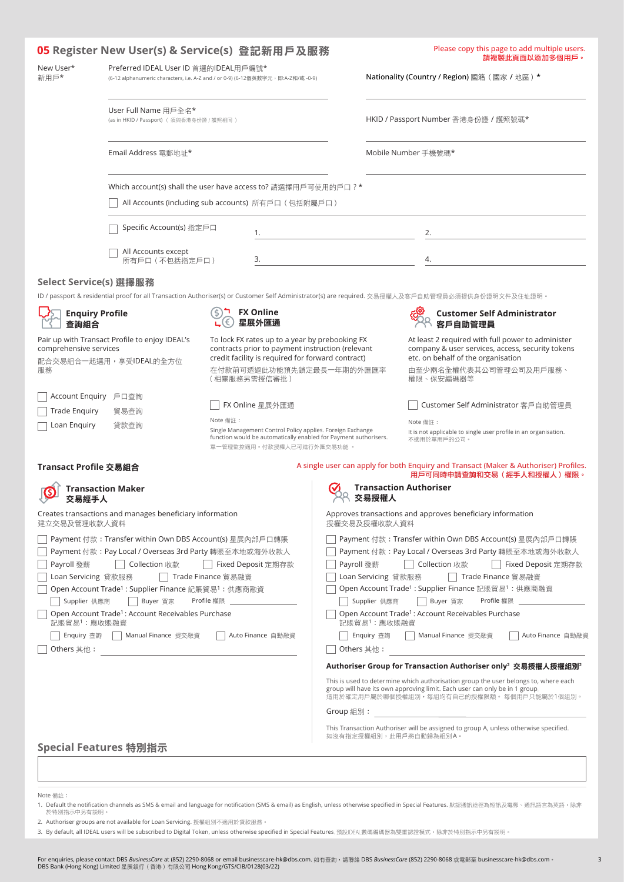## 05 Register New User(s) & Service(s) 登記新用戶及服務

Please copy this page to add multiple users.
請複製此頁面以添加多個用戶。

New User*
新用戶*

Preferred IDEAL User ID 首選的IDEAL用戶編號*
(6-12 alphanumeric characters, i.e. A-Z and / or 0-9) (6-12個英數字元，即:A-Z和/或 -0-9)

Nationality (Country / Region) 國籍（國家 / 地區）*

User Full Name 用戶全名*
(as in HKID / Passport)（須與香港身份證 / 護照相同）

HKID / Passport Number 香港身份證 / 護照號碼*

Email Address 電郵地址*

Mobile Number 手機號碼*

Which account(s) shall the user have access to? 請選擇用戶可使用的戶口？*

☐ All Accounts (including sub accounts) 所有戶口（包括附屬戶口）

☐ Specific Account(s) 指定戶口 1. ____________ 2. ____________

☐ All Accounts except 所有戶口（不包括指定戶口） 3. ____________ 4. ____________

### Select Service(s) 選擇服務

ID / passport & residential proof for all Transaction Authoriser(s) or Customer Self Administrator(s) are required. 交易授權人及客戶自助管理員必須提供身份證明文件及住址證明。

**Enquiry Profile 查詢組合**

Pair up with Transact Profile to enjoy IDEAL's comprehensive services
配合交易組合一起選用，享受IDEAL的全方位服務

☐ Account Enquiry 戶口查詢
☐ Trade Enquiry 貿易查詢
☐ Loan Enquiry 貸款查詢

**FX Online 星展外匯通**

To lock FX rates up to a year by prebooking FX contracts prior to payment instruction (relevant credit facility is required for forward contract)
在付款前可透過此功能預先鎖定最長一年期的外匯匯率（相關服務另需授信審批）

☐ FX Online 星展外匯通

Note 備註：
Single Management Control Policy applies. Foreign Exchange function would be automatically enabled for Payment authorisers.
單一管理監控適用。付款授權人已可進行外匯交易功能。

**Customer Self Administrator 客戶自助管理員**

At least 2 required with full power to administer company & user services, access, security tokens etc. on behalf of the organisation
由至少兩名全權代表其公司管理公司及用戶服務、權限、保安編碼器等

☐ Customer Self Administrator 客戶自助管理員

Note 備註：
It is not applicable to single user profile in an organisation.
不適用於單用戶的公司。

### Transact Profile 交易組合

A single user can apply for both Enquiry and Transact (Maker & Authoriser) Profiles.
用戶可同時申請查詢和交易（經手人和授權人）權限。

**Transaction Maker 交易經手人**

Creates transactions and manages beneficiary information
建立交易及管理收款人資料

☐ Payment 付款：Transfer within Own DBS Account(s) 星展內部戶口轉賬
☐ Payment 付款：Pay Local / Overseas 3rd Party 轉賬至本地或海外收款人
☐ Payroll 發薪 ☐ Collection 收款 ☐ Fixed Deposit 定期存款
☐ Loan Servicing 貸款服務 ☐ Trade Finance 貿易融資
☐ Open Account Trade[1] : Supplier Finance 記賬貿易[1]：供應商融資
 ☐ Supplier 供應商 ☐ Buyer 買家 Profile 權限 ____________
☐ Open Account Trade[1] : Account Receivables Purchase 記賬貿易[1]：應收賬融資
 ☐ Enquiry 查詢 ☐ Manual Finance 提交融資 ☐ Auto Finance 自動融資
☐ Others 其他：____________

**Transaction Authoriser 交易授權人**

Approves transactions and approves beneficiary information
授權交易及授權收款人資料

☐ Payment 付款：Transfer within Own DBS Account(s) 星展內部戶口轉賬
☐ Payment 付款：Pay Local / Overseas 3rd Party 轉賬至本地或海外收款人
☐ Payroll 發薪 ☐ Collection 收款 ☐ Fixed Deposit 定期存款
☐ Loan Servicing 貸款服務 ☐ Trade Finance 貿易融資
☐ Open Account Trade[1] : Supplier Finance 記賬貿易[1]：供應商融資
 ☐ Supplier 供應商 ☐ Buyer 買家 Profile 權限 ____________
☐ Open Account Trade[1] : Account Receivables Purchase 記賬貿易[1]：應收賬融資
 ☐ Enquiry 查詢 ☐ Manual Finance 提交融資 ☐ Auto Finance 自動融資
☐ Others 其他：____________

**Authoriser Group for Transaction Authoriser only[2] 交易授權人授權組別[2]**

This is used to determine which authorisation group the user belongs to, where each group will have its own approving limit. Each user can only be in 1 group.
這用於確定用戶屬於哪個授權組別，每組均有自己的授權限額。每個用戶只能屬於1個組別。

Group 組別：____________

This Transaction Authoriser will be assigned to group A, unless otherwise specified.
如沒有指定授權組別，此用戶將自動歸為組別A。

### Special Features 特別指示

Note 備註：

1. Default the notification channels as SMS & email and language for notification (SMS & email) as English, unless otherwise specified in Special Features. 默認通訊途徑為短訊及電郵、通訊語言為英語，除非於特別指示中另有説明。
2. Authoriser groups are not available for Loan Servicing. 授權組別不適用於貸款服務。
3. By default, all IDEAL users will be subscribed to Digital Token, unless otherwise specified in Special Features. 預設IDEAL數碼編碼器為雙重認證模式，除非於特別指示中另有説明。

For enquiries, please contact DBS *BusinessCare* at (852) 2290-8068 or email businesscare-hk@dbs.com. 如有查詢，請聯絡 DBS *BusinessCare* (852) 2290-8068 或電郵至 businesscare-hk@dbs.com。
DBS Bank (Hong Kong) Limited 星展銀行（香港）有限公司 Hong Kong/GTS/CIB/0128(03/22)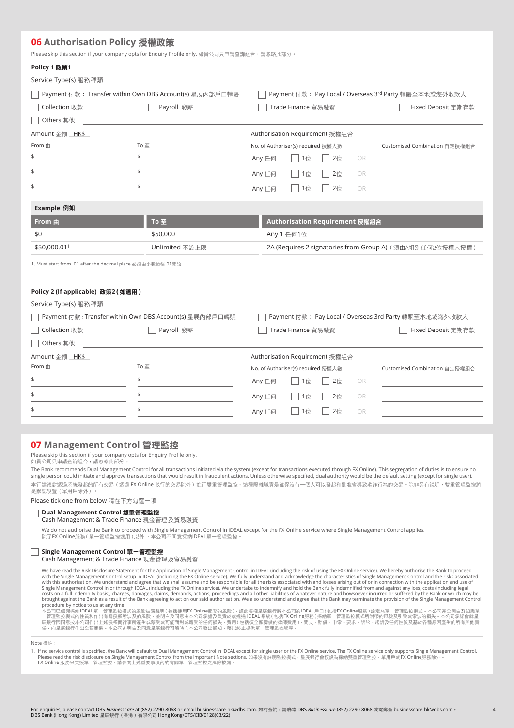## 06 Authorisation Policy 授權政策

Please skip this section if your company opts for Enquiry Profile only. 如貴公司只申請查詢組合，請忽略此部分。

### Policy 1 政策1

Service Type(s) 服務種類

- ☐ Payment 付款： Transfer within Own DBS Account(s) 星展內部戶口轉賬
- ☐ Payment 付款： Pay Local / Overseas 3rd Party 轉賬至本地或海外收款人
- ☐ Collection 收款
- ☐ Payroll 發薪
- ☐ Trade Finance 貿易融資
- ☐ Fixed Deposit 定期存款
- ☐ Others 其他：

Amount 金額 HK$

Authorisation Requirement 授權組合

| From 由 | To 至 | No. of Authoriser(s) required 授權人數 | | | | Customised Combination 自定授權組合 |
|---|---|---|---|---|---|---|
| $ | $ | Any 任何 | ☐ 1位 | ☐ 2位 | OR | |
| $ | $ | Any 任何 | ☐ 1位 | ☐ 2位 | OR | |
| $ | $ | Any 任何 | ☐ 1位 | ☐ 2位 | OR | |

**Example 例如**

| From 由 | To 至 | Authorisation Requirement 授權組合 |
|---|---|---|
| $0 | $50,000 | Any 1 任何1位 |
| $50,000.01[1] | Unlimited 不設上限 | 2A (Requires 2 signatories from Group A) (須由A組別任何2位授權人授權) |

1. Must start from .01 after the decimal place 必須由小數位後.01開始

### Policy 2 (If applicable) 政策2 (如適用)

Service Type(s) 服務種類

- ☐ Payment 付款 : Transfer within Own DBS Account(s) 星展內部戶口轉賬
- ☐ Payment 付款： Pay Local / Overseas 3rd Party 轉賬至本地或海外收款人
- ☐ Collection 收款
- ☐ Payroll 發薪
- ☐ Trade Finance 貿易融資
- ☐ Fixed Deposit 定期存款
- ☐ Others 其他：

Amount 金額 HK$

Authorisation Requirement 授權組合

| From 由 | To 至 | No. of Authoriser(s) required 授權人數 | | | | Customised Combination 自定授權組合 |
|---|---|---|---|---|---|---|
| $ | $ | Any 任何 | ☐ 1位 | ☐ 2位 | OR | |
| $ | $ | Any 任何 | ☐ 1位 | ☐ 2位 | OR | |
| $ | $ | Any 任何 | ☐ 1位 | ☐ 2位 | OR | |

## 07 Management Control 管理監控

Please skip this section if your company opts for Enquiry Profile only.
如貴公司只申請查詢組合，請忽略此部分。

The Bank recommends Dual Management Control for all transactions initiated via the system (except for transactions executed through FX Online). This segregation of duties is to ensure no single person could initiate and approve transactions that would result in fraudulent actions. Unless otherwise specified, dual authority would be the default setting (except for single user).

本行建議對透過系統發起的所有交易（透過 FX Online 執行的交易除外）進行雙重管理監控。這種隔離職責是確保沒有一個人可以發起和批准會導致欺詐行為的交易。除非另有說明，雙重管理監控將是默認設置（單用戶除外）。

Please tick one from below 請在下方勾選一項

☐ **Dual Management Control 雙重管理監控**
Cash Management & Trade Finance 現金管理及貿易融資

We do not authorise the Bank to proceed with Single Management Control in IDEAL except for the FX Online service where Single Management Control applies.
除了FX Online服務（單一管理監控適用）以外，本公司不同意採納IDEAL單一管理監控。

☐ **Single Management Control 單一管理監控**
Cash Management & Trade Finance 現金管理及貿易融資

We have read the Risk Disclosure Statement for the Application of Single Management Control in IDEAL (including the risk of using the FX Online service). We hereby authorise the Bank to proceed with the Single Management Control setup in IDEAL (including the FX Online service). We fully understand and acknowledge the characteristics of Single Management Control and the risks associated with this authorisation. We understand and agree that we shall assume and be responsible for all the risks associated with and losses arising out of or in connection with the application and use of Single Management Control in or through IDEAL (including the FX Online service). We undertake to indemnify and hold the Bank fully indemnified from and against any loss, costs (including legal costs on a full indemnity basis), charges, damages, claims, demands, actions, proceedings and all other liabilities of whatever nature and howsoever incurred or suffered by the Bank or which may be brought against the Bank as a result of the Bank agreeing to act on our said authorisation. We also understand and agree that the Bank may terminate the provision of the Single Management Control procedure by notice to us at any time.

本公司已細閱採納IDEAL單一管理監控模式的風險披露聲明（包括使用FX Online服務的風險），謹此授權星展銀行將本公司的IDEAL戶口（包括FX Online服務）設定為單一管理監控模式。本公司完全明白及知悉單一管理監控模式的性質和作出有關授權所涉及的風險，並明白及同意由本公司承擔及負責於或透過 IDEAL 系統（包括FX Online服務）採納單一管理監控模式所附帶的風險及引致或牽涉的損失。本公司承諾會就星展銀行因同意按本公司作出上述授權而行事所產生或蒙受或可能面對或遭受的任何損失、費用（包括須全額彌償的律師費用）、開支、賠償、申索、要求、訴訟、起訴及任何性質及基於各種原因產生的所有其他責任，向星展銀行作出全額彌償。本公司亦明白及同意星展銀行可隨時向本公司發出通知，藉以終止提供單一管理監控程序。

Note 備註：

1. If no service control is specified, the Bank will default to Dual Management Control in IDEAL except for single user or the FX Online service. The FX Online service only supports Single Management Control. Please read the risk disclosure on Single Management Control from the Important Note sections. 如果沒有註明監控模式，星展銀行會預設為採納雙重管理監控，單用戶或FX Online服務除外。
FX Online 服務只支援單一管理監控，請參閱上述重要事項內的有關單一管理監控之風險披露。

For enquiries, please contact DBS *BusinessCare* at (852) 2290-8068 or email businesscare-hk@dbs.com. 如有查詢，請聯絡 DBS *BusinessCare* (852) 2290-8068 或電郵至 businesscare-hk@dbs.com。
DBS Bank (Hong Kong) Limited 星展銀行（香港）有限公司 Hong Kong/GTS/CIB/0128(03/22)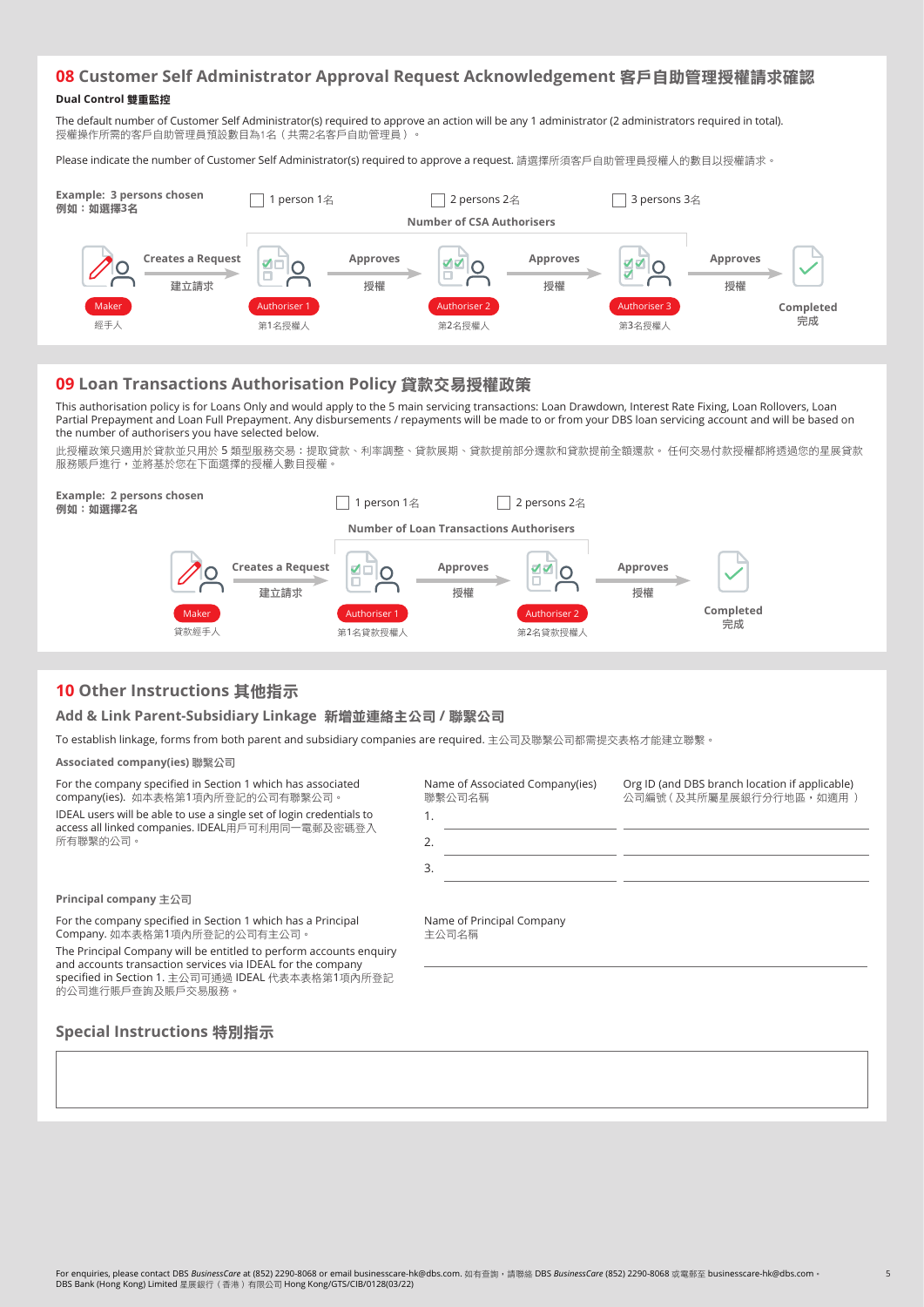## 08 Customer Self Administrator Approval Request Acknowledgement 客戶自助管理授權請求確認

**Dual Control 雙重監控**

The default number of Customer Self Administrator(s) required to approve an action will be any 1 administrator (2 administrators required in total).
授權操作所需的客戶自助管理員預設數目為1名（共需2名客戶自助管理員）。

Please indicate the number of Customer Self Administrator(s) required to approve a request. 請選擇所須客戶自助管理員授權人的數目以授權請求。

**Example: 3 persons chosen**
**例如：如選擇3名**

☐ 1 person 1名 ☐ 2 persons 2名 ☐ 3 persons 3名

**Number of CSA Authorisers**

Maker 經手人 → **Creates a Request** 建立請求 → Authoriser 1 第1名授權人 → **Approves** 授權 → Authoriser 2 第2名授權人 → **Approves** 授權 → Authoriser 3 第3名授權人 → **Approves** 授權 → **Completed 完成**

## 09 Loan Transactions Authorisation Policy 貸款交易授權政策

This authorisation policy is for Loans Only and would apply to the 5 main servicing transactions: Loan Drawdown, Interest Rate Fixing, Loan Rollovers, Loan Partial Prepayment and Loan Full Prepayment. Any disbursements / repayments will be made to or from your DBS loan servicing account and will be based on the number of authorisers you have selected below.

此授權政策只適用於貸款並只用於 5 類型服務交易：提取貸款、利率調整、貸款展期、貸款提前部分還款和貸款提前全額還款。 任何交易付款授權都將透過您的星展貸款服務賬戶進行，並將基於您在下面選擇的授權人數目授權。

**Example: 2 persons chosen**
**例如：如選擇2名**

☐ 1 person 1名 ☐ 2 persons 2名

**Number of Loan Transactions Authorisers**

Maker 貸款經手人 → **Creates a Request** 建立請求 → Authoriser 1 第1名貸款授權人 → **Approves** 授權 → Authoriser 2 第2名貸款授權人 → **Approves** 授權 → **Completed 完成**

## 10 Other Instructions 其他指示

### Add & Link Parent-Subsidiary Linkage 新增並連絡主公司 / 聯繫公司

To establish linkage, forms from both parent and subsidiary companies are required. 主公司及聯繫公司都需提交表格才能建立聯繫。

**Associated company(ies) 聯繫公司**

For the company specified in Section 1 which has associated company(ies). 如本表格第1項內所登記的公司有聯繫公司。

IDEAL users will be able to use a single set of login credentials to access all linked companies. IDEAL用戶可利用同一電郵及密碼登入所有聯繫的公司。

| | Name of Associated Company(ies) 聯繫公司名稱 | Org ID (and DBS branch location if applicable) 公司編號（及其所屬星展銀行分行地區，如適用） |
|---|---|---|
| 1. | | |
| 2. | | |
| 3. | | |

**Principal company 主公司**

For the company specified in Section 1 which has a Principal Company. 如本表格第1項內所登記的公司有主公司。

The Principal Company will be entitled to perform accounts enquiry and accounts transaction services via IDEAL for the company specified in Section 1. 主公司可通過 IDEAL 代表本表格第1項內所登記的公司進行賬戶查詢及賬戶交易服務。

Name of Principal Company
主公司名稱

\_\_\_\_\_\_\_\_\_\_\_\_\_\_\_\_\_\_\_\_\_\_\_\_\_\_\_\_\_\_

### Special Instructions 特別指示

| |
|---|
| |

For enquiries, please contact DBS *BusinessCare* at (852) 2290-8068 or email businesscare-hk@dbs.com. 如有查詢，請聯絡 DBS *BusinessCare* (852) 2290-8068 或電郵至 businesscare-hk@dbs.com。
DBS Bank (Hong Kong) Limited 星展銀行（香港）有限公司 Hong Kong/GTS/CIB/0128(03/22)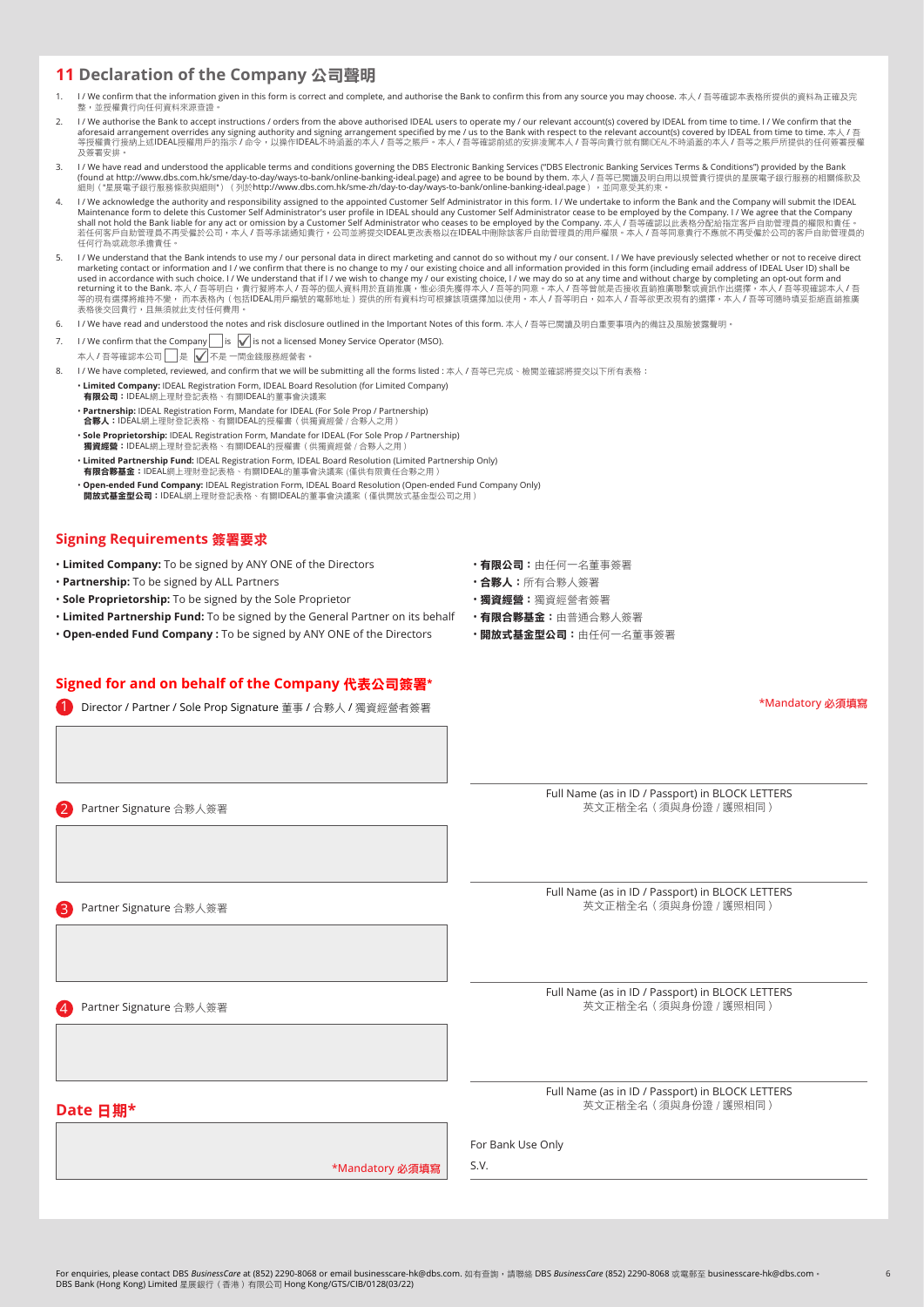## 11 Declaration of the Company 公司聲明

1. I / We confirm that the information given in this form is correct and complete, and authorise the Bank to confirm this from any source you may choose. 本人 / 吾等確認本表格所提供的資料為正確及完整，並授權貴行向任何資料來源查證。
2. I / We authorise the Bank to accept instructions / orders from the above authorised IDEAL users to operate my / our relevant account(s) covered by IDEAL from time to time. I / We confirm that the aforesaid arrangement overrides any signing authority and signing arrangement specified by me / us to the Bank with respect to the relevant account(s) covered by IDEAL from time to time. 本人 / 吾等授權貴行接納上述IDEAL授權用戶的指示 / 命令，以操作IDEAL不時涵蓋的本人 / 吾等之賬戶。本人 / 吾等確認前述的安排凌駕本人 / 吾等向貴行就有關IDEAL不時涵蓋的本人 / 吾等之賬戶所提供的任何簽署授權及簽署安排。
3. I / We have read and understood the applicable terms and conditions governing the DBS Electronic Banking Services ("DBS Electronic Banking Services Terms & Conditions") provided by the Bank (found at http://www.dbs.com.hk/sme/day-to-day/ways-to-bank/online-banking-ideal.page) and agree to be bound by them. 本人 / 吾等已閱讀及明白用以規管貴行提供的星展電子銀行服務的相關條款及細則（"星展電子銀行服務條款與細則"）（列於http://www.dbs.com.hk/sme-zh/day-to-day/ways-to-bank/online-banking-ideal.page），並同意受其約束。
4. I / We acknowledge the authority and responsibility assigned to the appointed Customer Self Administrator in this form. I / We undertake to inform the Bank and the Company will submit the IDEAL Maintenance form to delete this Customer Self Administrator's user profile in IDEAL should any Customer Self Administrator cease to be employed by the Company. I / We agree that the Company shall not hold the Bank liable for any act or omission by a Customer Self Administrator who ceases to be employed by the Company. 本人 / 吾等確認以此表格分配給指定客戶自助管理員的權限和責任。若任何客戶自助管理員不再受僱於公司，本人 / 吾等承諾通知貴行，公司並將提交IDEAL更改表格以在IDEAL中刪除該客戶自助管理員的用戶權限。本人 / 吾等同意貴行不應就不再受僱於公司的客戶自助管理員的任何行為或疏忽承擔責任。
5. I / We understand that the Bank intends to use my / our personal data in direct marketing and cannot do so without my / our consent. I / We have previously selected whether or not to receive direct marketing contact or information and I / we confirm that there is no change to my / our existing choice and all information provided in this form (including email address of IDEAL User ID) shall be used in accordance with such choice. I / We understand that if I / we wish to change my / our existing choice, I / we may do so at any time and without charge by completing an opt-out form and returning it to the Bank. 本人 / 吾等明白，貴行擬將本人 / 吾等的個人資料用於直銷推廣，惟必須先獲得本人 / 吾等的同意。本人 / 吾等曾就是否接收直銷推廣聯繫或資訊作出選擇，本人 / 吾等現確認本人 / 吾等的現有選擇將維持不變，而本表格內（包括IDEAL用戶編號的電郵地址）提供的所有資料均可根據該項選擇加以使用。本人 / 吾等明白，如本人 / 吾等欲更改現有的選擇，本人 / 吾等可隨時填妥拒絕直銷推廣表格後交回貴行，且無須就此支付任何費用。
6. I / We have read and understood the notes and risk disclosure outlined in the Important Notes of this form. 本人 / 吾等已閱讀及明白重要事項內的備註及風險披露聲明。
7. I / We confirm that the Company ☐ is ☑ is not a licensed Money Service Operator (MSO).
   本人 / 吾等確認本公司 ☐ 是 ☑ 不是 一間金錢服務經營者。
8. I / We have completed, reviewed, and confirm that we will be submitting all the forms listed : 本人 / 吾等已完成、檢閱並確認將提交以下所有表格：
   - **Limited Company:** IDEAL Registration Form, IDEAL Board Resolution (for Limited Company)
     **有限公司：**IDEAL網上理財登記表格、有關IDEAL的董事會決議案
   - **Partnership:** IDEAL Registration Form, Mandate for IDEAL (For Sole Prop / Partnership)
     **合夥人：**IDEAL網上理財登記表格、有關IDEAL的授權書（供獨資經營 / 合夥人之用）
   - **Sole Proprietorship:** IDEAL Registration Form, Mandate for IDEAL (For Sole Prop / Partnership)
     **獨資經營：**IDEAL網上理財登記表格、有關IDEAL的授權書（供獨資經營 / 合夥人之用）
   - **Limited Partnership Fund:** IDEAL Registration Form, IDEAL Board Resolution (Limited Partnership Only)
     **有限合夥基金：**IDEAL網上理財登記表格、有關IDEAL的董事會決議案（僅供有限責任合夥之用）
   - **Open-ended Fund Company:** IDEAL Registration Form, IDEAL Board Resolution (Open-ended Fund Company Only)
     **開放式基金型公司：**IDEAL網上理財登記表格、有關IDEAL的董事會決議案（僅供開放式基金型公司之用）

## Signing Requirements 簽署要求

- **Limited Company:** To be signed by ANY ONE of the Directors
- **Partnership:** To be signed by ALL Partners
- **Sole Proprietorship:** To be signed by the Sole Proprietor
- **Limited Partnership Fund:** To be signed by the General Partner on its behalf
- **Open-ended Fund Company :** To be signed by ANY ONE of the Directors

- **有限公司：**由任何一名董事簽署
- **合夥人：**所有合夥人簽署
- **獨資經營：**獨資經營者簽署
- **有限合夥基金：**由普通合夥人簽署
- **開放式基金型公司：**由任何一名董事簽署

## Signed for and on behalf of the Company 代表公司簽署*

*Mandatory 必須填寫

1. Director / Partner / Sole Prop Signature 董事 / 合夥人 / 獨資經營者簽署

   Full Name (as in ID / Passport) in BLOCK LETTERS
   英文正楷全名（須與身份證 / 護照相同）

2. Partner Signature 合夥人簽署

   Full Name (as in ID / Passport) in BLOCK LETTERS
   英文正楷全名（須與身份證 / 護照相同）

3. Partner Signature 合夥人簽署

   Full Name (as in ID / Passport) in BLOCK LETTERS
   英文正楷全名（須與身份證 / 護照相同）

4. Partner Signature 合夥人簽署

   Full Name (as in ID / Passport) in BLOCK LETTERS
   英文正楷全名（須與身份證 / 護照相同）

## Date 日期*

*Mandatory 必須填寫

For Bank Use Only

S.V.

For enquiries, please contact DBS *BusinessCare* at (852) 2290-8068 or email businesscare-hk@dbs.com. 如有查詢，請聯絡 DBS *BusinessCare* (852) 2290-8068 或電郵至 businesscare-hk@dbs.com。
DBS Bank (Hong Kong) Limited 星展銀行（香港）有限公司 Hong Kong/GTS/CIB/0128(03/22)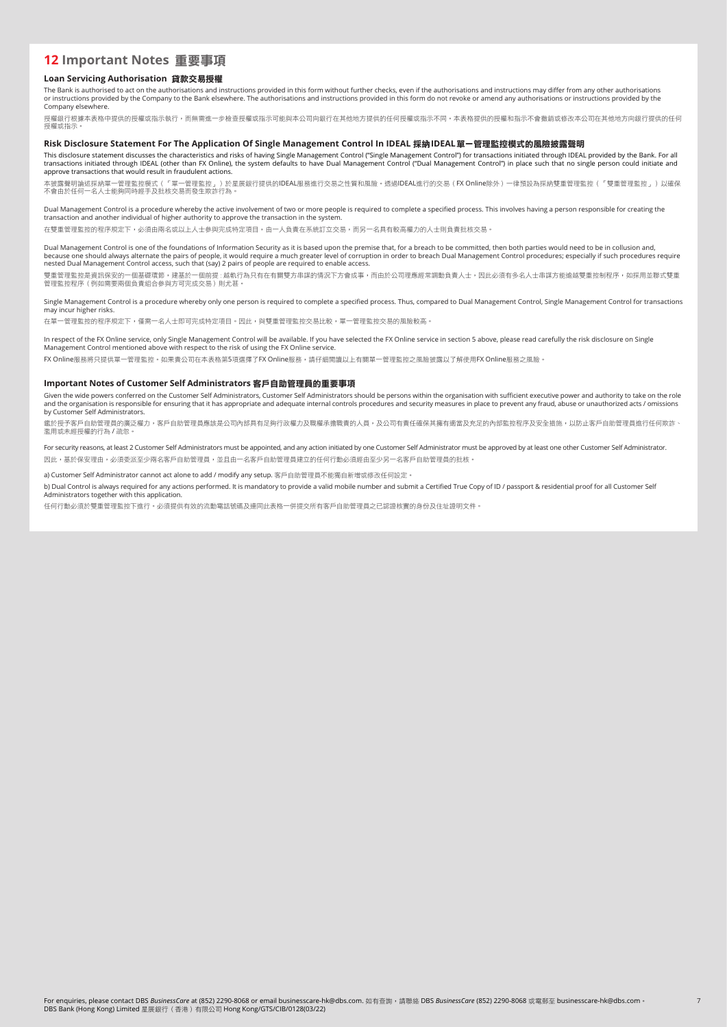## 12 Important Notes 重要事項

### Loan Servicing Authorisation 貸款交易授權

The Bank is authorised to act on the authorisations and instructions provided in this form without further checks, even if the authorisations and instructions may differ from any other authorisations or instructions provided by the Company to the Bank elsewhere. The authorisations and instructions provided in this form do not revoke or amend any authorisations or instructions provided by the Company elsewhere.

授權銀行根據本表格中提供的授權或指示執行，而無需進一步檢查授權或指示可能與本公司向銀行在其他地方提供的任何授權或指示不同。本表格提供的授權和指示不會撤銷或修改本公司在其他地方向銀行提供的任何授權或指示。

### Risk Disclosure Statement For The Application Of Single Management Control In IDEAL 採納IDEAL單一管理監控模式的風險披露聲明

This disclosure statement discusses the characteristics and risks of having Single Management Control ("Single Management Control") for transactions initiated through IDEAL provided by the Bank. For all transactions initiated through IDEAL (other than FX Online), the system defaults to have Dual Management Control ("Dual Management Control") in place such that no single person could initiate and approve transactions that would result in fraudulent actions.

本披露聲明論述採納單一管理監控模式（「單一管理監控」）於星展銀行提供的IDEAL服務進行交易之性質和風險。透過IDEAL進行的交易（FX Online除外）一律預設為採納雙重管理監控（「雙重管理監控」）以確保不會由於任何一名人士能夠同時經手及批核交易而發生欺詐行為。

Dual Management Control is a procedure whereby the active involvement of two or more people is required to complete a specified process. This involves having a person responsible for creating the transaction and another individual of higher authority to approve the transaction in the system.

在雙重管理監控的程序規定下，必須由兩名或以上人士參與完成特定項目，由一人負責在系統訂立交易，而另一名具有較高權力的人士則負責批核交易。

Dual Management Control is one of the foundations of Information Security as it is based upon the premise that, for a breach to be committed, then both parties would need to be in collusion and, because one should always alternate the pairs of people, it would require a much greater level of corruption in order to breach Dual Management Control procedures; especially if such procedures require nested Dual Management Control access, such that (say) 2 pairs of people are required to enable access.

雙重管理監控是資訊保安的一個基礎環節，建基於一個前提：越軌行為只有在有關雙方串謀的情況下方會成事，而由於公司理應經常調動負責人士，因此必須有多名人士串謀方能逾越雙重控制程序，如採用並聯式雙重管理監控程序（例如需要兩個負責組合參與方可完成交易）則尤甚。

Single Management Control is a procedure whereby only one person is required to complete a specified process. Thus, compared to Dual Management Control, Single Management Control for transactions may incur higher risks.

在單一管理監控的程序規定下，僅需一名人士即可完成特定項目。因此，與雙重管理監控交易比較，單一管理監控交易的風險較高。

In respect of the FX Online service, only Single Management Control will be available. If you have selected the FX Online service in section 5 above, please read carefully the risk disclosure on Single Management Control mentioned above with respect to the risk of using the FX Online service.

FX Online服務將只提供單一管理監控。如果貴公司在本表格第5項選擇了FX Online服務，請仔細閱讀以上有關單一管理監控之風險披露以了解使用FX Online服務之風險。

### Important Notes of Customer Self Administrators 客戶自助管理員的重要事項

Given the wide powers conferred on the Customer Self Administrators, Customer Self Administrators should be persons within the organisation with sufficient executive power and authority to take on the role and the organisation is responsible for ensuring that it has appropriate and adequate internal controls procedures and security measures in place to prevent any fraud, abuse or unauthorized acts / omissions by Customer Self Administrators.

鑑於授予客戶自助管理員的廣泛權力，客戶自助管理員應該是公司內部具有足夠行政權力及職權承擔職責的人員，及公司有責任確保其擁有適當及充足的內部監控程序及安全措施，以防止客戶自助管理員進行任何欺詐、濫用或未經授權的行為 / 疏忽。

For security reasons, at least 2 Customer Self Administrators must be appointed, and any action initiated by one Customer Self Administrator must be approved by at least one other Customer Self Administrator.

因此，基於保安理由，必須委派至少兩名客戶自助管理員，並且由一名客戶自助管理員建立的任何行動必須經由至少另一名客戶自助管理員的批核。

a) Customer Self Administrator cannot act alone to add / modify any setup. 客戶自助管理員不能獨自新增或修改任何設定。

b) Dual Control is always required for any actions performed. It is mandatory to provide a valid mobile number and submit a Certified True Copy of ID / passport & residential proof for all Customer Self Administrators together with this application.

任何行動必須於雙重管理監控下進行。必須提供有效的流動電話號碼及連同此表格一併提交所有客戶自助管理員之已認證核實的身份及住址證明文件。

For enquiries, please contact DBS *BusinessCare* at (852) 2290-8068 or email businesscare-hk@dbs.com. 如有查詢，請聯絡 DBS *BusinessCare* (852) 2290-8068 或電郵至 businesscare-hk@dbs.com。
DBS Bank (Hong Kong) Limited 星展銀行（香港）有限公司 Hong Kong/GTS/CIB/0128(03/22)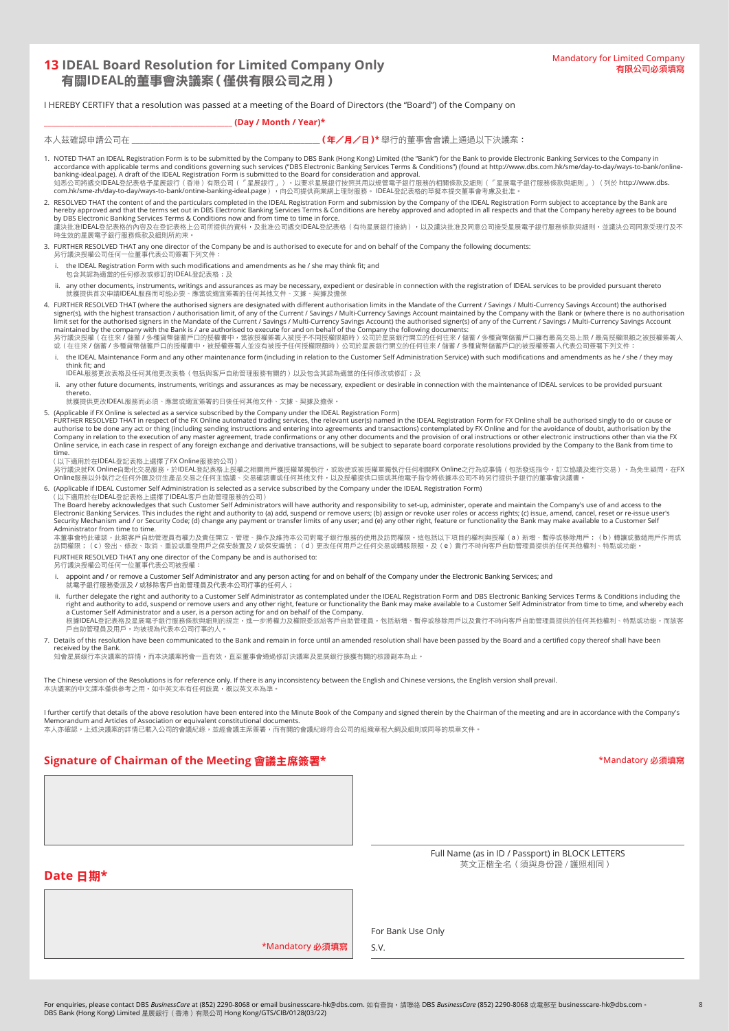## 13 IDEAL Board Resolution for Limited Company Only
## 有關IDEAL的董事會決議案（僅供有限公司之用）

Mandatory for Limited Company
有限公司必須填寫

I HEREBY CERTIFY that a resolution was passed at a meeting of the Board of Directors (the "Board") of the Company on

______________________________ **(Day / Month / Year)***

本人茲確認申請公司在 ______________________________ **(年／月／日)*** 舉行的董事會會議上通過以下決議案：

1. NOTED THAT an IDEAL Registration Form is to be submitted by the Company to DBS Bank (Hong Kong) Limited (the "Bank") for the Bank to provide Electronic Banking Services to the Company in accordance with applicable terms and conditions governing such services ("DBS Electronic Banking Services Terms & Conditions") (found at http://www.dbs.com.hk/sme/day-to-day/ways-to-bank/online-banking-ideal.page). A draft of the IDEAL Registration Form is submitted to the Board for consideration and approval.
知悉公司將遞交IDEAL登記表格予星展銀行（香港）有限公司（「星展銀行」），以要求星展銀行按照其用以規管電子銀行服務的相關條款及細則（「星展電子銀行服務條款與細則」）（列於 http://www.dbs.com.hk/sme-zh/day-to-day/ways-to-bank/online-banking-ideal.page），向公司提供商業網上理財服務。IDEAL登記表格的草擬本提交董事會考慮及批准。

2. RESOLVED THAT the content of and the particulars completed in the IDEAL Registration Form and submission by the Company of the IDEAL Registration Form subject to acceptance by the Bank are hereby approved and that the terms set out in DBS Electronic Banking Services Terms & Conditions are hereby approved and adopted in all respects and that the Company hereby agrees to be bound by DBS Electronic Banking Services Terms & Conditions now and from time to time in force.
議決批准IDEAL登記表格的內容及在登記表格上公司所提供的資料，及批准公司遞交IDEAL登記表格（有待星展銀行接納），以及議決批准及同意公司接受星展電子銀行服務條款與細則，並議決公司同意受現行及不時生效的星展電子銀行服務條款及細則所約束。

3. FURTHER RESOLVED THAT any one director of the Company be and is authorised to execute for and on behalf of the Company the following documents:
另行議決授權公司任何一位董事代表公司簽署下列文件：
   i. the IDEAL Registration Form with such modifications and amendments as he / she may think fit; and
   包含其認為適當的任何修改或修訂的IDEAL登記表格；及
   ii. any other documents, instruments, writings and assurances as may be necessary, expedient or desirable in connection with the registration of IDEAL services to be provided pursuant thereto
   就獲提供首次申請IDEAL服務而可能必要、應當或適宜簽署的任何其他文件、文據、契據及擔保

4. FURTHER RESOLVED THAT (where the authorised signers are designated with different authorisation limits in the Mandate of the Current / Savings / Multi-Currency Savings Account) the authorised signer(s), with the highest transaction / authorisation limit, of any of the Current / Savings / Multi-Currency Savings Account maintained by the Company with the Bank or (where there is no authorisation limit set for the authorised signers in the Mandate of the Current / Savings / Multi-Currency Savings Account) the authorised signer(s) of any of the Current / Savings / Multi-Currency Savings Account maintained by the company with the Bank is / are authorised to execute for and on behalf of the Company the following documents:
另行議決授權（在往來 / 儲蓄 / 多種貨幣儲蓄戶口的授權書中，當被授權簽署人被授予不同授權限額時）公司於星展銀行開立的任何往來 / 儲蓄 / 多種貨幣儲蓄戶口擁有最高交易上限 / 最高授權限額之被授權簽署人或（在往來 / 儲蓄 / 多種貨幣儲蓄戶口的授權書中，被授權簽署人並沒有被授予任何授權限額時）公司於星展銀行開立的任何往來 / 儲蓄 / 多種貨幣儲蓄戶口的被授權簽署人代表公司簽署下列文件：
   i. the IDEAL Maintenance Form and any other maintenance form (including in relation to the Customer Self Administration Service) with such modifications and amendments as he / she / they may think fit; and
   IDEAL服務更改表格及任何其他更改表格（包括與客戶自助管理服務有關的）以及包含其認為適當的任何修改或修訂；及
   ii. any other future documents, instruments, writings and assurances as may be necessary, expedient or desirable in connection with the maintenance of IDEAL services to be provided pursuant thereto.
   就獲提供更改IDEAL服務而必須、應當或適宜簽署的日後任何其他文件、文據、契據及擔保。

5. (Applicable if FX Online is selected as a service subscribed by the Company under the IDEAL Registration Form)
FURTHER RESOLVED THAT in respect of the FX Online automated trading services, the relevant user(s) named in the IDEAL Registration Form for FX Online shall be authorised singly to do or cause or authorise to be done any act or thing (including sending instructions and entering into agreements and transactions) contemplated by FX Online and for the avoidance of doubt, authorisation by the Company in relation to the execution of any master agreement, trade confirmations or any other documents and the provision of oral instructions or other electronic instructions other than via the FX Online service, in each case in respect of any foreign exchange and derivative transactions, will be subject to separate board corporate resolutions provided by the Company to the Bank from time to time.
（以下適用於在IDEAL登記表格上選擇了FX Online服務的公司）
另行議決就FX Online自動化交易服務，於IDEAL登記表格上獲授權之相關用戶獲授權單獨執行，或致使或被授權單獨執行任何相關FX Online之行為或事情（包括發送指令，訂立協議及進行交易）。為免生疑問，在FX Online服務以外執行之任何外匯及衍生產品交易之任何主協議、交易確認書或任何其他文件，以及授權提供口頭或其他電子指令將依據本公司不時另行提供予銀行的董事會決議書。

6. (Applicable if IDEAL Customer Self Administration is selected as a service subscribed by the Company under the IDEAL Registration Form)
（以下適用於在IDEAL登記表格上選擇了IDEAL客戶自助管理服務的公司）
The Board hereby acknowledges that such Customer Self Administrators will have authority and responsibility to set-up, administer, operate and maintain the Company's use of and access to the Electronic Banking Services. This includes the right and authority to (a) add, suspend or remove users; (b) assign or revoke user roles or access rights; (c) issue, amend, cancel, reset or re-issue user's Security Mechanism and / or Security Code; (d) change any payment or transfer limits of any user; and (e) any other right, feature or functionality the Bank may make available to a Customer Self Administrator from time to time.
本董事會特此確認，此類客戶自助管理員有權力及責任開立、管理、操作及維持本公司對電子銀行服務的使用及訪問權限。這包括以下項目的權利與授權（a）新增、暫停或移除用戶；（b）轉讓或撤銷用戶作用或訪問權限；（c）發出、修改、取消、重設或重發用戶之保安裝置及 / 或保安編號；（d）更改任何用戶之任何交易或轉賬限額，及（e）責行不時向客戶自助管理員提供的任何其他權利、特點或功能。
FURTHER RESOLVED THAT any one director of the Company be and is authorised to:
另行議決授權公司任何一位董事代表公司被授權：
   i. appoint and / or remove a Customer Self Administrator and any person acting for and on behalf of the Company under the Electronic Banking Services; and
   就電子銀行服務委派及 / 或移除客戶自助管理員及代表本公司行事的任何人；
   ii. further delegate the right and authority to a Customer Self Administrator as contemplated under the IDEAL Registration Form and DBS Electronic Banking Services Terms & Conditions including the right and authority to add, suspend or remove users and any other right, feature or functionality the Bank may make available to a Customer Self Administrator from time to time, and whereby each a Customer Self Administrator and a user, is a person acting for and on behalf of the Company.
   根據IDEAL登記表格及星展電子銀行服務條款與細則的規定，進一步將權力及權限委派給客戶自助管理員，包括新增、暫停或移除用戶以及責行不時向客戶自助管理員提供的任何其他權利、特點或功能，而該客戶自助管理員及用戶，均被視為代表本公司行事的人。

7. Details of this resolution have been communicated to the Bank and remain in force until an amended resolution shall have been passed by the Board and a certified copy thereof shall have been received by the Bank.
知會星展銀行本決議案的詳情，而本決議案將會一直有效，直至董事會通過修訂決議案及星展銀行接獲有關的核證副本為止。

The Chinese version of the Resolutions is for reference only. If there is any inconsistency between the English and Chinese versions, the English version shall prevail.
本決議案的中文譯本僅供參考之用。如中英文本有任何歧異，概以英文本為準。

I further certify that details of the above resolution have been entered into the Minute Book of the Company and signed therein by the Chairman of the meeting and are in accordance with the Company's Memorandum and Articles of Association or equivalent constitutional documents.
本人亦確認，上述決議案的詳情已載入公司的會議紀錄，並經會議主席簽署，而有關的會議紀錄符合公司的組織章程大綱及細則或同等的規章文件。

### Signature of Chairman of the Meeting 會議主席簽署*

*Mandatory 必須填寫

______________________________
Full Name (as in ID / Passport) in BLOCK LETTERS
英文正楷全名（須與身份證 / 護照相同）

### Date 日期*

*Mandatory 必須填寫

For Bank Use Only
S.V.

For enquiries, please contact DBS *BusinessCare* at (852) 2290-8068 or email businesscare-hk@dbs.com. 如有查詢，請聯絡 DBS *BusinessCare* (852) 2290-8068 或電郵至 businesscare-hk@dbs.com。
DBS Bank (Hong Kong) Limited 星展銀行（香港）有限公司 Hong Kong/GTS/CIB/0128(03/22)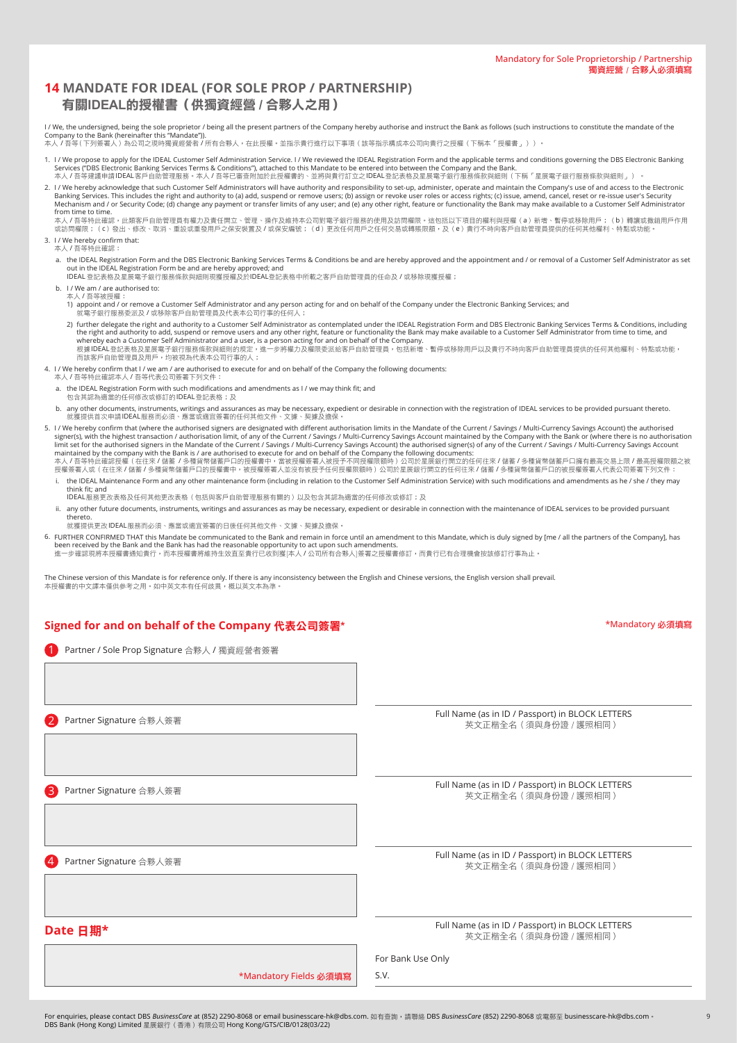Mandatory for Sole Proprietorship / Partnership
**獨資經營 / 合夥人必須填寫**

## 14 MANDATE FOR IDEAL (FOR SOLE PROP / PARTNERSHIP)
## 有關IDEAL的授權書（供獨資經營 / 合夥人之用）

I / We, the undersigned, being the sole proprietor / being all the present partners of the Company hereby authorise and instruct the Bank as follows (such instructions to constitute the mandate of the Company to the Bank (hereinafter this "Mandate")).
本人 / 吾等（下列簽署人）為公司之現時獨資經營者 / 所有合夥人，在此授權，並指示貴行進行以下事項（該等指示構成本公司向貴行之授權（下稱本「授權書」））。

1. I / We propose to apply for the IDEAL Customer Self Administration Service. I / We reviewed the IDEAL Registration Form and the applicable terms and conditions governing the DBS Electronic Banking Services ("DBS Electronic Banking Services Terms & Conditions"), attached to this Mandate to be entered into between the Company and the Bank.
本人 / 吾等建議申請IDEAL客戶自助管理服務。本人 / 吾等已審查附加於此授權書的、並將與貴行訂立之IDEAL登記表格及星展電子銀行服務條款與細則（下稱「星展電子銀行服務條款與細則」）。

2. I / We hereby acknowledge that such Customer Self Administrators will have authority and responsibility to set-up, administer, operate and maintain the Company's use of and access to the Electronic Banking Services. This includes the right and authority to (a) add, suspend or remove users; (b) assign or revoke user roles or access rights; (c) issue, amend, cancel, reset or re-issue user's Security Mechanism and / or Security Code; (d) change any payment or transfer limits of any user; and (e) any other right, feature or functionality the Bank may make available to a Customer Self Administrator from time to time.
本人 / 吾等特此確認，此類客戶自助管理員有權力及責任開立、管理、操作及維持本公司對電子銀行服務的使用及訪問權限。這包括以下項目的權利與授權（a）新增、暫停或移除用戶；（b）轉讓或撤銷用戶作用或訪問權限；（c）發出、修改、取消、重設或重發用戶之保安裝置及 / 或保安編號；（d）更改任何用戶之任何交易或轉賬限額，及（e）貴行不時向客戶自助管理員提供的任何其他權利、特點或功能。

3. I / We hereby confirm that:
本人 / 吾等特此確認：
   a. the IDEAL Registration Form and the DBS Electronic Banking Services Terms & Conditions be and are hereby approved and the appointment and / or removal of a Customer Self Administrator as set out in the IDEAL Registration Form be and are hereby approved; and
   IDEAL登記表格及星展電子銀行服務條款與細則現獲授權及於IDEAL登記表格中所載之客戶自助管理員的任命及 / 或移除現獲授權；
   b. I / We am / are authorised to:
   本人 / 吾等被授權：
      1) appoint and / or remove a Customer Self Administrator and any person acting for and on behalf of the Company under the Electronic Banking Services; and
      就電子銀行服務委派及 / 或移除客戶自助管理員及代表本公司行事的任何人；
      2) further delegate the right and authority to a Customer Self Administrator as contemplated under the IDEAL Registration Form and DBS Electronic Banking Services Terms & Conditions, including the right and authority to add, suspend or remove users and any other right, feature or functionality the Bank may make available to a Customer Self Administrator from time to time, and whereby each a Customer Self Administrator and a user, is a person acting for and on behalf of the Company.
      根據IDEAL登記表格及星展電子銀行服務條款與細則的規定，進一步將權力及權限委派給客戶自助管理員，包括新增、暫停或移除用戶以及貴行不時向客戶自助管理員提供的任何其他權利、特點或功能，而該客戶自助管理員及用戶，均被視為代表本公司行事的人；

4. I / We hereby confirm that I / we am / are authorised to execute for and on behalf of the Company the following documents:
本人 / 吾等特此確認本人 / 吾等代表公司簽署下列文件：
   a. the IDEAL Registration Form with such modifications and amendments as I / we may think fit; and
   包含其認為適當的任何修改或修訂的IDEAL登記表格；及
   b. any other documents, instruments, writings and assurances as may be necessary, expedient or desirable in connection with the registration of IDEAL services to be provided pursuant thereto.
   就獲提供首次申請IDEAL服務而必須、應當或適宜簽署的任何其他文件、文據、契據及擔保。

5. I / We hereby confirm that (where the authorised signers are designated with different authorisation limits in the Mandate of the Current / Savings / Multi-Currency Savings Account) the authorised signer(s), with the highest transaction / authorisation limit, of any of the Current / Savings / Multi-Currency Savings Account maintained by the Company with the Bank or (where there is no authorisation limit set for the authorised signers in the Mandate of the Current / Savings / Multi-Currency Savings Account) the authorised signer(s) of any of the Current / Savings / Multi-Currency Savings Account maintained by the company with the Bank is / are authorised to execute for and on behalf of the Company the following documents:
本人 / 吾等特此確認授權（在往來 / 儲蓄 / 多種貨幣儲蓄戶口的授權書中，當被授權簽署人被授予不同授權限額時）公司於星展銀行開立的任何往來 / 儲蓄 / 多種貨幣儲蓄戶口擁有最高交易上限 / 最高授權限額之被授權簽署人或（在往來 / 儲蓄 / 多種貨幣儲蓄戶口的授權書中，被授權簽署人並沒有被授予任何授權限額時）公司於星展銀行開立的任何往來 / 儲蓄 / 多種貨幣儲蓄戶口的被授權簽署人代表公司簽署下列文件：
   i. the IDEAL Maintenance Form and any other maintenance form (including in relation to the Customer Self Administration Service) with such modifications and amendments as he / she / they may think fit; and
   IDEAL服務更改表格及任何其他更改表格（包括與客戶自助管理服務有關的）以及包含其認為適當的任何修改或修訂；及
   ii. any other future documents, instruments, writings and assurances as may be necessary, expedient or desirable in connection with the maintenance of IDEAL services to be provided pursuant thereto.
   就獲提供更改IDEAL服務而必須、應當或適宜簽署的日後任何其他文件、文據、契據及擔保。

6. FURTHER CONFIRMED THAT this Mandate be communicated to the Bank and remain in force until an amendment to this Mandate, which is duly signed by [me / all the partners of the Company], has been received by the Bank and the Bank has had the reasonable opportunity to act upon such amendments.
進一步確認現將本授權書通知貴行，而本授權書將維持生效直至貴行已收到獲[本人 / 公司所有合夥人]簽署之授權書修訂，而貴行已有合理機會按該修訂行事為止。

The Chinese version of this Mandate is for reference only. If there is any inconsistency between the English and Chinese versions, the English version shall prevail.
本授權書的中文譯本僅供參考之用。如中英文本有任何歧異，概以英文本為準。

## Signed for and on behalf of the Company 代表公司簽署*

*Mandatory 必須填寫

1. Partner / Sole Prop Signature 合夥人 / 獨資經營者簽署

Full Name (as in ID / Passport) in BLOCK LETTERS
英文正楷全名（須與身份證 / 護照相同）

2. Partner Signature 合夥人簽署

Full Name (as in ID / Passport) in BLOCK LETTERS
英文正楷全名（須與身份證 / 護照相同）

3. Partner Signature 合夥人簽署

Full Name (as in ID / Passport) in BLOCK LETTERS
英文正楷全名（須與身份證 / 護照相同）

4. Partner Signature 合夥人簽署

Full Name (as in ID / Passport) in BLOCK LETTERS
英文正楷全名（須與身份證 / 護照相同）

**Date 日期***

*Mandatory Fields 必須填寫

For Bank Use Only

S.V.

For enquiries, please contact DBS *BusinessCare* at (852) 2290-8068 or email businesscare-hk@dbs.com. 如有查詢，請聯絡 DBS *BusinessCare* (852) 2290-8068 或電郵至 businesscare-hk@dbs.com。
DBS Bank (Hong Kong) Limited 星展銀行（香港）有限公司 Hong Kong/GTS/CIB/0128(03/22)